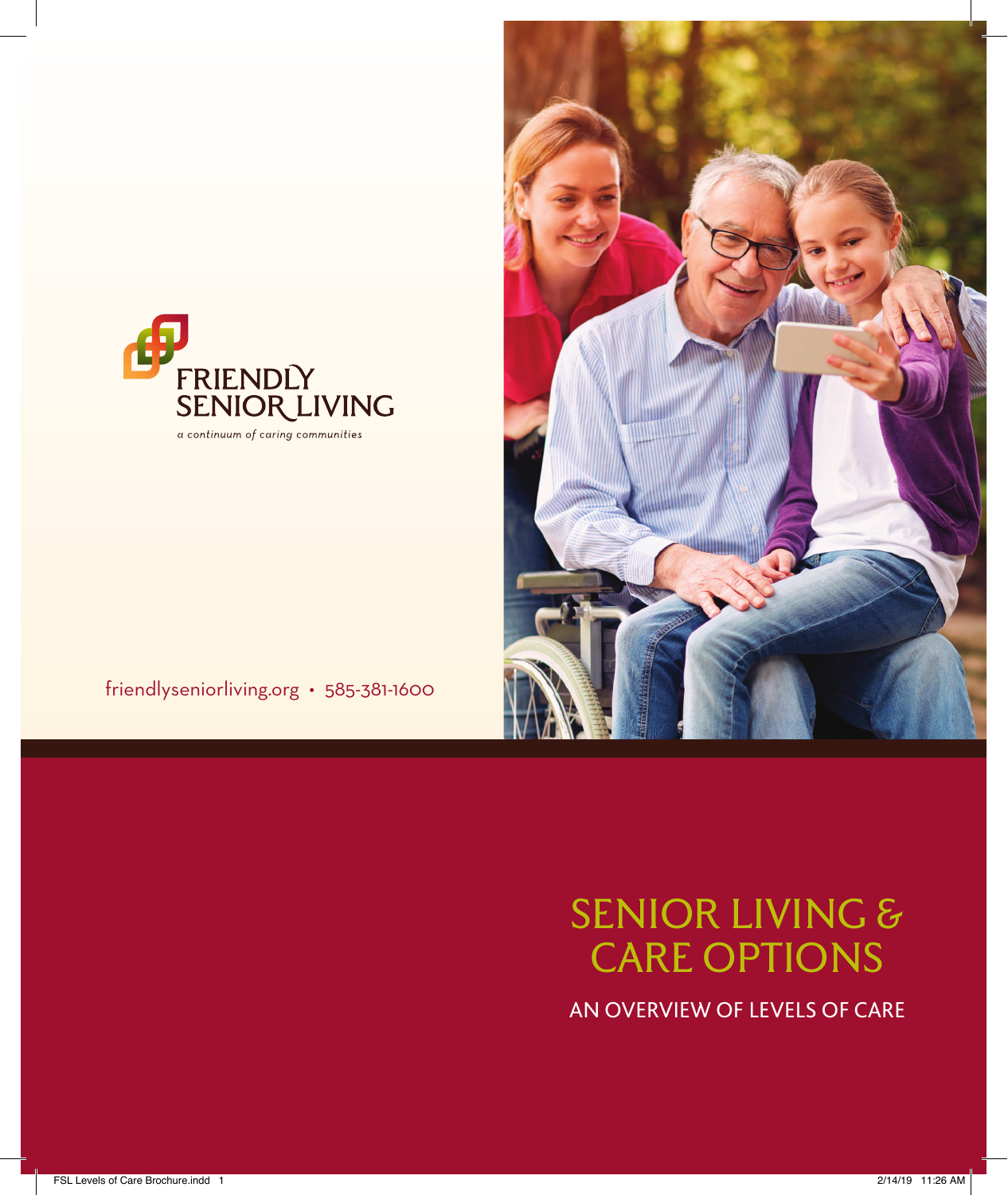FRIENDLY SENIOR LIVING

*a continuum of caring communities*

friendlyseniorliving.org • 585-381-1600

# SENIOR LIVING & CARE OPTIONS

## AN OVERVIEW OF LEVELS OF CARE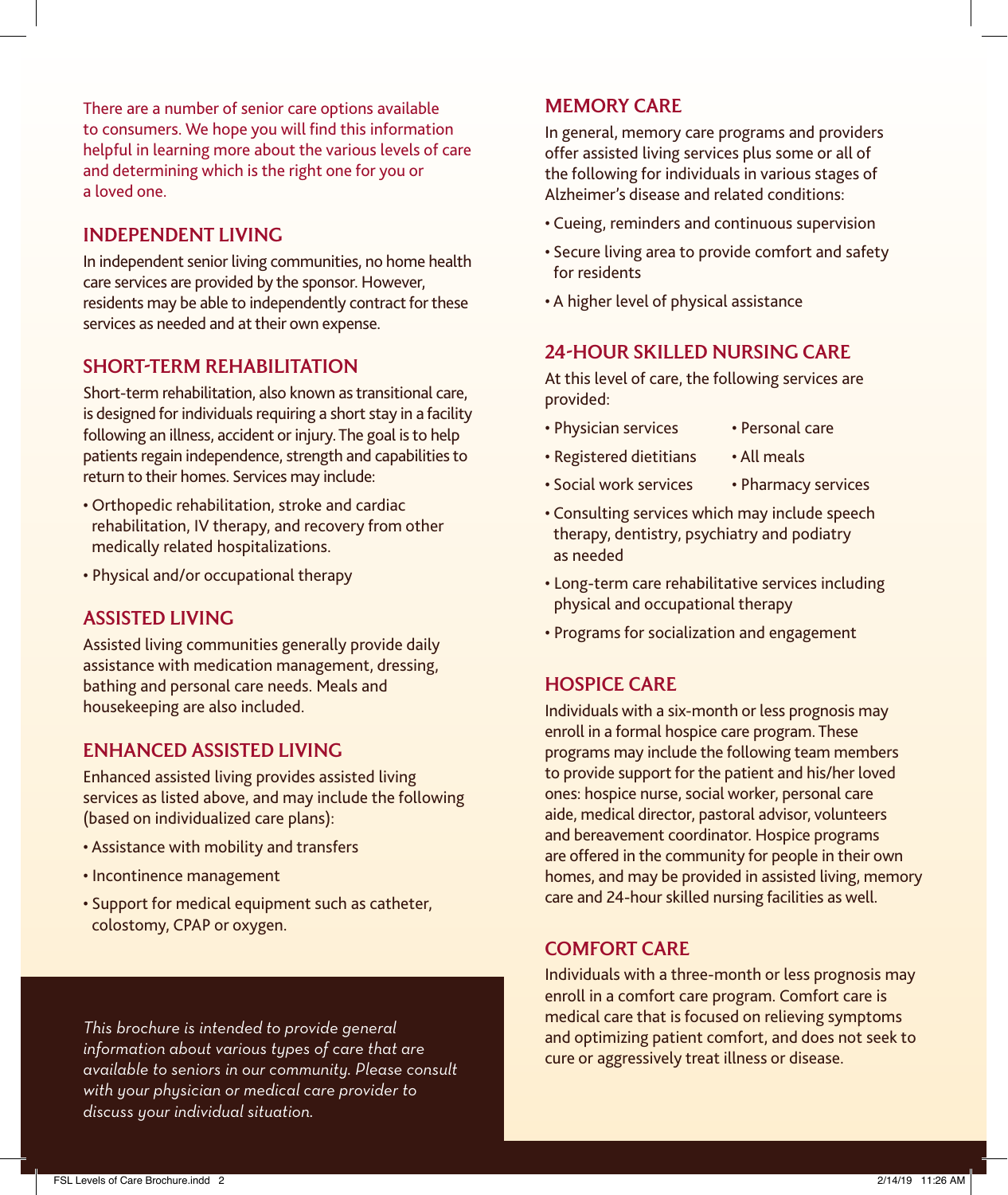There are a number of senior care options available to consumers. We hope you will find this information helpful in learning more about the various levels of care and determining which is the right one for you or a loved one.

## INDEPENDENT LIVING

In independent senior living communities, no home health care services are provided by the sponsor. However, residents may be able to independently contract for these services as needed and at their own expense.

## SHORT-TERM REHABILITATION

Short-term rehabilitation, also known as transitional care, is designed for individuals requiring a short stay in a facility following an illness, accident or injury. The goal is to help patients regain independence, strength and capabilities to return to their homes. Services may include:

- Orthopedic rehabilitation, stroke and cardiac rehabilitation, IV therapy, and recovery from other medically related hospitalizations.
- Physical and/or occupational therapy

## ASSISTED LIVING

Assisted living communities generally provide daily assistance with medication management, dressing, bathing and personal care needs. Meals and housekeeping are also included.

## ENHANCED ASSISTED LIVING

Enhanced assisted living provides assisted living services as listed above, and may include the following (based on individualized care plans):

- Assistance with mobility and transfers
- Incontinence management
- Support for medical equipment such as catheter, colostomy, CPAP or oxygen.

*This brochure is intended to provide general information about various types of care that are available to seniors in our community. Please consult with your physician or medical care provider to discuss your individual situation.*

## MEMORY CARE

In general, memory care programs and providers offer assisted living services plus some or all of the following for individuals in various stages of Alzheimer's disease and related conditions:

- Cueing, reminders and continuous supervision
- Secure living area to provide comfort and safety for residents
- A higher level of physical assistance

## 24-HOUR SKILLED NURSING CARE

At this level of care, the following services are provided:

- Physician services
- Personal care
- Registered dietitians
- All meals
- Social work services
- Pharmacy services
- Consulting services which may include speech therapy, dentistry, psychiatry and podiatry as needed
- Long-term care rehabilitative services including physical and occupational therapy
- Programs for socialization and engagement

## HOSPICE CARE

Individuals with a six-month or less prognosis may enroll in a formal hospice care program. These programs may include the following team members to provide support for the patient and his/her loved ones: hospice nurse, social worker, personal care aide, medical director, pastoral advisor, volunteers and bereavement coordinator. Hospice programs are offered in the community for people in their own homes, and may be provided in assisted living, memory care and 24-hour skilled nursing facilities as well.

## COMFORT CARE

Individuals with a three-month or less prognosis may enroll in a comfort care program. Comfort care is medical care that is focused on relieving symptoms and optimizing patient comfort, and does not seek to cure or aggressively treat illness or disease.